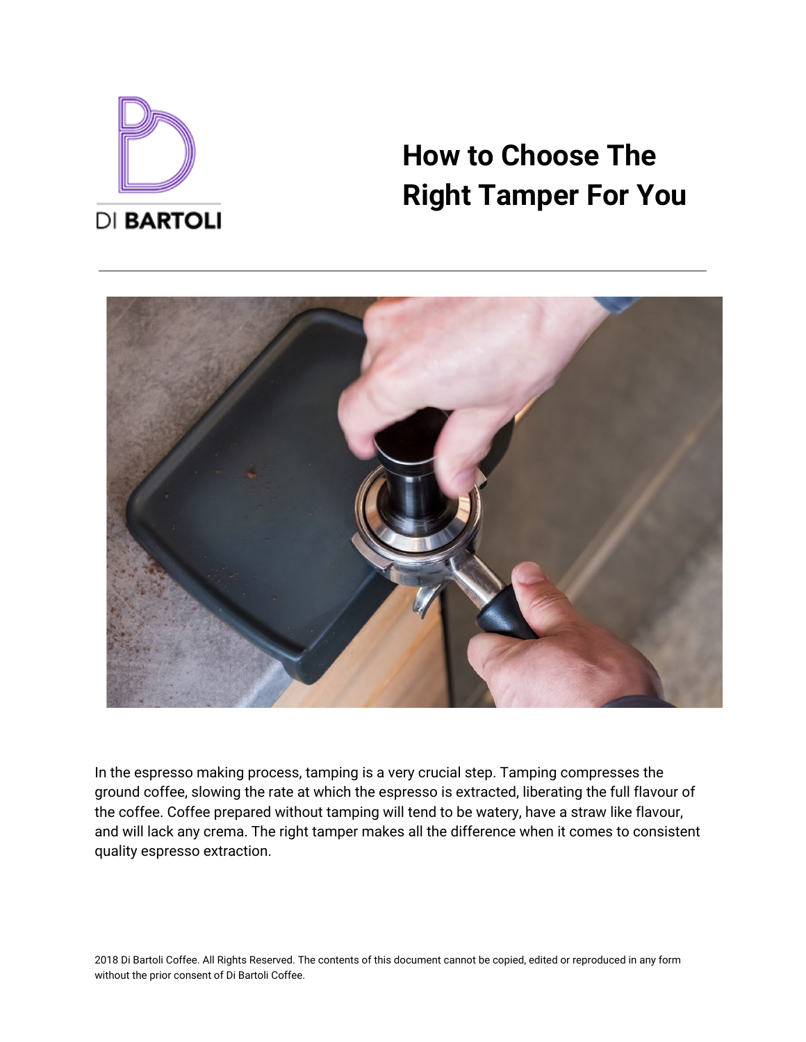DI BARTOLI

# How to Choose The Right Tamper For You

---

In the espresso making process, tamping is a very crucial step. Tamping compresses the ground coffee, slowing the rate at which the espresso is extracted, liberating the full flavour of the coffee. Coffee prepared without tamping will tend to be watery, have a straw like flavour, and will lack any crema. The right tamper makes all the difference when it comes to consistent quality espresso extraction.

2018 Di Bartoli Coffee. All Rights Reserved. The contents of this document cannot be copied, edited or reproduced in any form without the prior consent of Di Bartoli Coffee.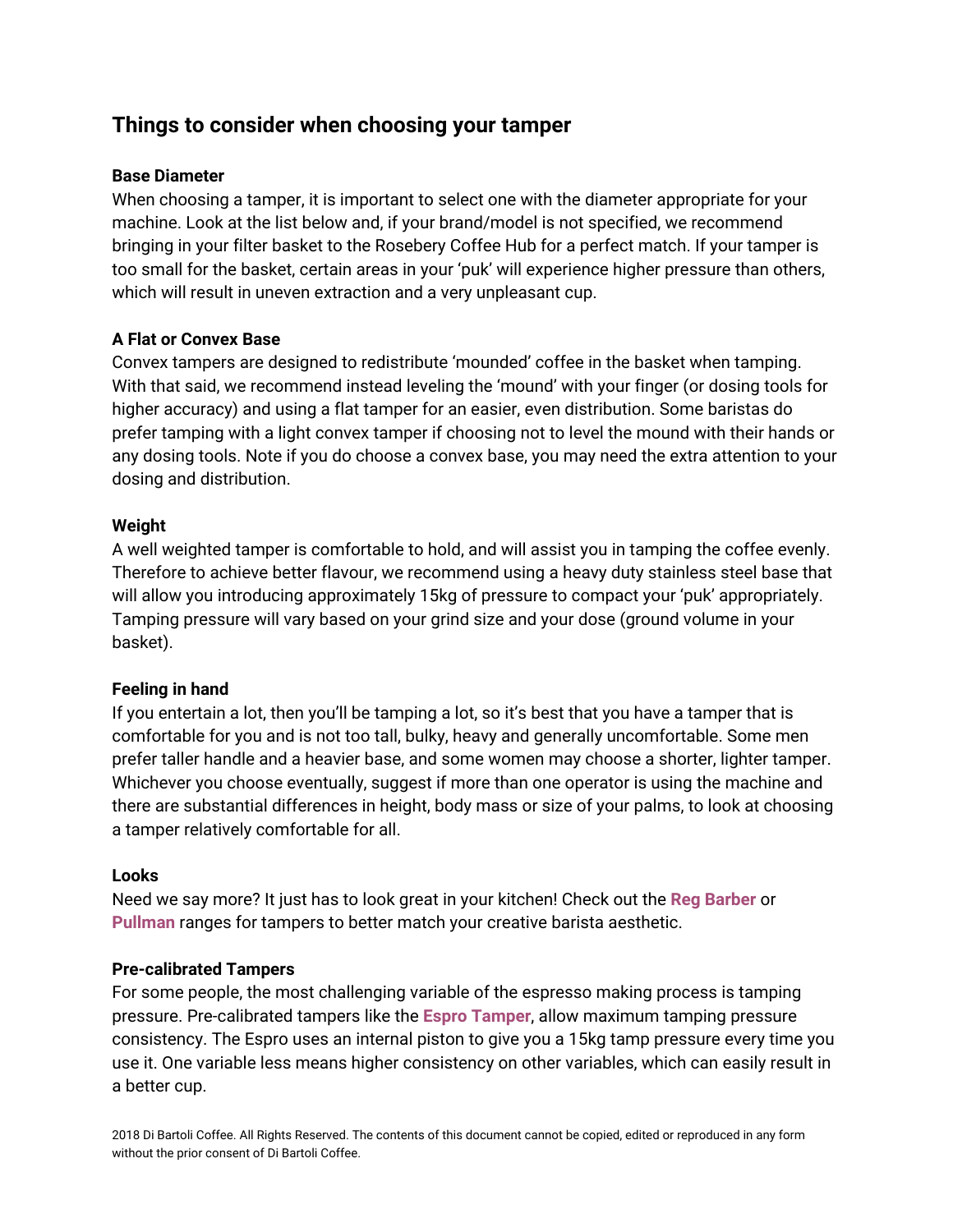## Things to consider when choosing your tamper

**Base Diameter**

When choosing a tamper, it is important to select one with the diameter appropriate for your machine. Look at the list below and, if your brand/model is not specified, we recommend bringing in your filter basket to the Rosebery Coffee Hub for a perfect match. If your tamper is too small for the basket, certain areas in your 'puk' will experience higher pressure than others, which will result in uneven extraction and a very unpleasant cup.

**A Flat or Convex Base**

Convex tampers are designed to redistribute 'mounded' coffee in the basket when tamping. With that said, we recommend instead leveling the 'mound' with your finger (or dosing tools for higher accuracy) and using a flat tamper for an easier, even distribution. Some baristas do prefer tamping with a light convex tamper if choosing not to level the mound with their hands or any dosing tools. Note if you do choose a convex base, you may need the extra attention to your dosing and distribution.

**Weight**

A well weighted tamper is comfortable to hold, and will assist you in tamping the coffee evenly. Therefore to achieve better flavour, we recommend using a heavy duty stainless steel base that will allow you introducing approximately 15kg of pressure to compact your 'puk' appropriately. Tamping pressure will vary based on your grind size and your dose (ground volume in your basket).

**Feeling in hand**

If you entertain a lot, then you'll be tamping a lot, so it's best that you have a tamper that is comfortable for you and is not too tall, bulky, heavy and generally uncomfortable. Some men prefer taller handle and a heavier base, and some women may choose a shorter, lighter tamper. Whichever you choose eventually, suggest if more than one operator is using the machine and there are substantial differences in height, body mass or size of your palms, to look at choosing a tamper relatively comfortable for all.

**Looks**

Need we say more? It just has to look great in your kitchen! Check out the **Reg Barber** or **Pullman** ranges for tampers to better match your creative barista aesthetic.

**Pre-calibrated Tampers**

For some people, the most challenging variable of the espresso making process is tamping pressure. Pre-calibrated tampers like the **Espro Tamper**, allow maximum tamping pressure consistency. The Espro uses an internal piston to give you a 15kg tamp pressure every time you use it. One variable less means higher consistency on other variables, which can easily result in a better cup.

2018 Di Bartoli Coffee. All Rights Reserved. The contents of this document cannot be copied, edited or reproduced in any form without the prior consent of Di Bartoli Coffee.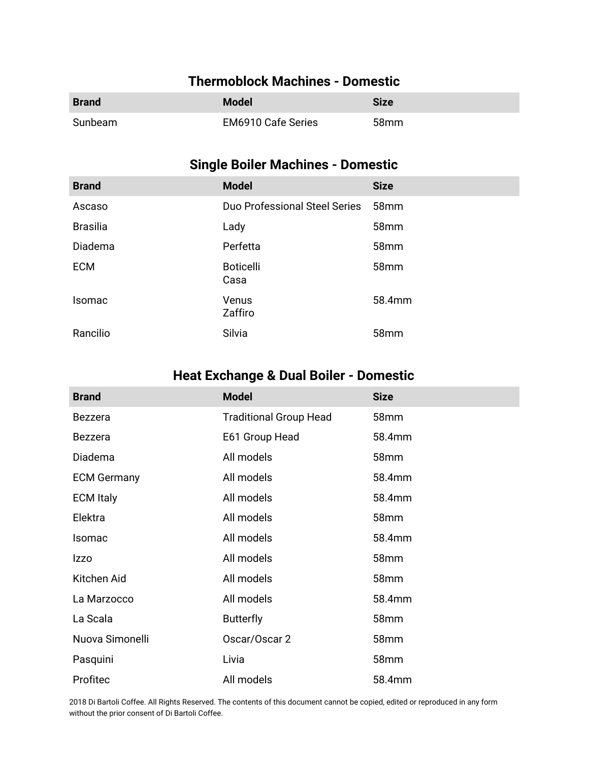## Thermoblock Machines - Domestic

| Brand | Model | Size |
|---|---|---|
| Sunbeam | EM6910 Cafe Series | 58mm |

## Single Boiler Machines - Domestic

| Brand | Model | Size |
|---|---|---|
| Ascaso | Duo Professional Steel Series | 58mm |
| Brasilia | Lady | 58mm |
| Diadema | Perfetta | 58mm |
| ECM | Boticelli<br>Casa | 58mm |
| Isomac | Venus<br>Zaffiro | 58.4mm |
| Rancilio | Silvia | 58mm |

## Heat Exchange & Dual Boiler - Domestic

| Brand | Model | Size |
|---|---|---|
| Bezzera | Traditional Group Head | 58mm |
| Bezzera | E61 Group Head | 58.4mm |
| Diadema | All models | 58mm |
| ECM Germany | All models | 58.4mm |
| ECM Italy | All models | 58.4mm |
| Elektra | All models | 58mm |
| Isomac | All models | 58.4mm |
| Izzo | All models | 58mm |
| Kitchen Aid | All models | 58mm |
| La Marzocco | All models | 58.4mm |
| La Scala | Butterfly | 58mm |
| Nuova Simonelli | Oscar/Oscar 2 | 58mm |
| Pasquini | Livia | 58mm |
| Profitec | All models | 58.4mm |

2018 Di Bartoli Coffee. All Rights Reserved. The contents of this document cannot be copied, edited or reproduced in any form without the prior consent of Di Bartoli Coffee.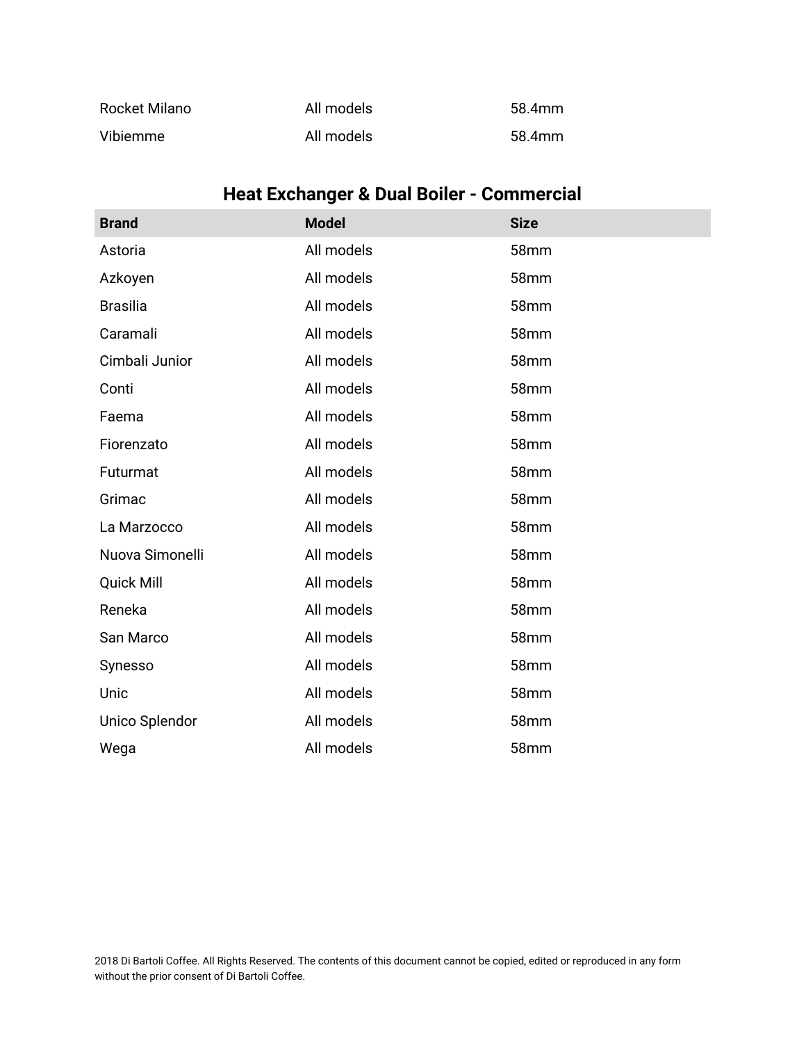| | | |
|---|---|---|
| Rocket Milano | All models | 58.4mm |
| Vibiemme | All models | 58.4mm |

## Heat Exchanger & Dual Boiler - Commercial

| Brand | Model | Size |
|---|---|---|
| Astoria | All models | 58mm |
| Azkoyen | All models | 58mm |
| Brasilia | All models | 58mm |
| Caramali | All models | 58mm |
| Cimbali Junior | All models | 58mm |
| Conti | All models | 58mm |
| Faema | All models | 58mm |
| Fiorenzato | All models | 58mm |
| Futurmat | All models | 58mm |
| Grimac | All models | 58mm |
| La Marzocco | All models | 58mm |
| Nuova Simonelli | All models | 58mm |
| Quick Mill | All models | 58mm |
| Reneka | All models | 58mm |
| San Marco | All models | 58mm |
| Synesso | All models | 58mm |
| Unic | All models | 58mm |
| Unico Splendor | All models | 58mm |
| Wega | All models | 58mm |

2018 Di Bartoli Coffee. All Rights Reserved. The contents of this document cannot be copied, edited or reproduced in any form without the prior consent of Di Bartoli Coffee.